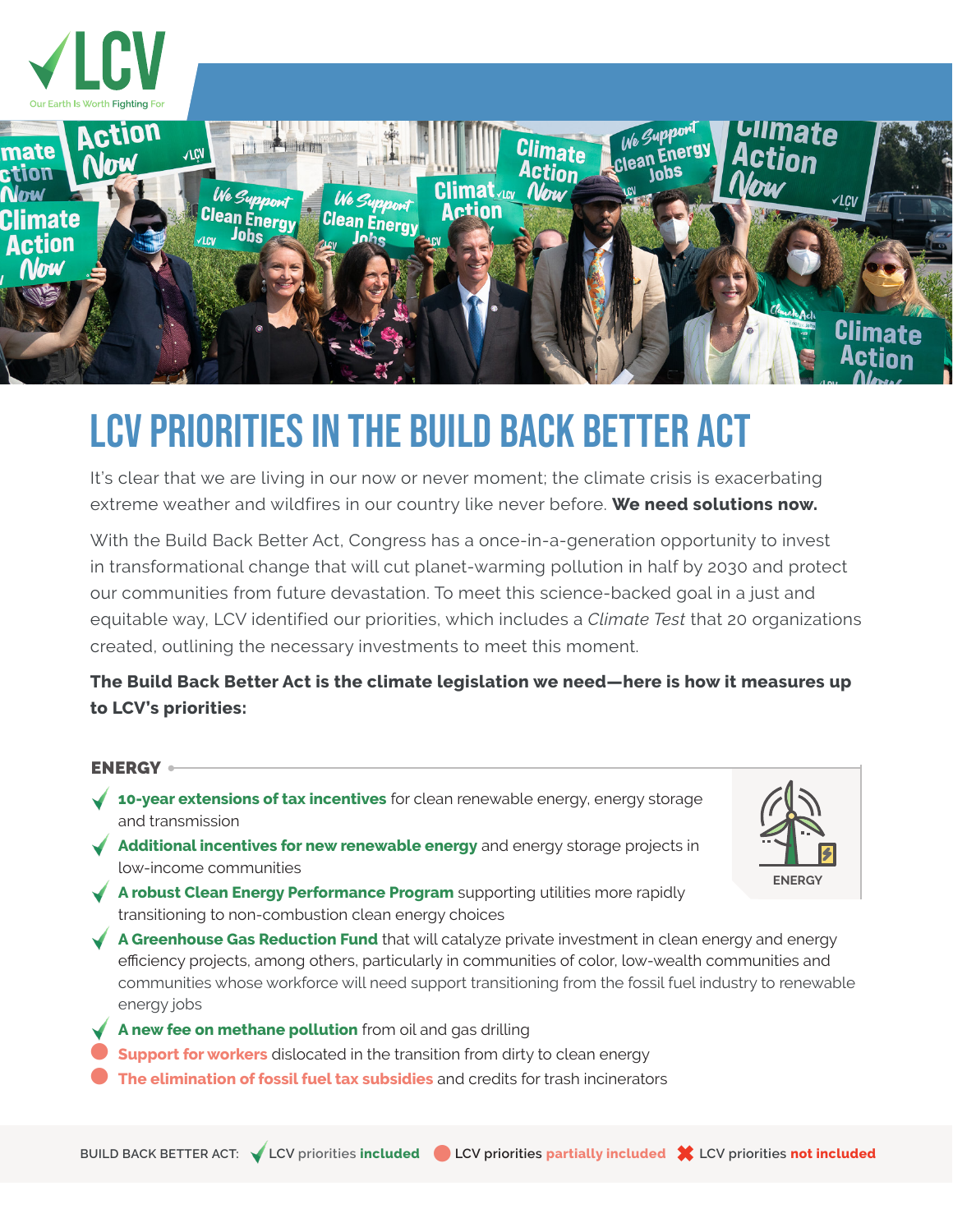LCV

Our Earth Is Worth Fighting For

# LCV PRIORITIES IN THE BUILD BACK BETTER ACT

It's clear that we are living in our now or never moment; the climate crisis is exacerbating extreme weather and wildfires in our country like never before. **We need solutions now.**

With the Build Back Better Act, Congress has a once-in-a-generation opportunity to invest in transformational change that will cut planet-warming pollution in half by 2030 and protect our communities from future devastation. To meet this science-backed goal in a just and equitable way, LCV identified our priorities, which includes a *Climate Test* that 20 organizations created, outlining the necessary investments to meet this moment.

**The Build Back Better Act is the climate legislation we need—here is how it measures up to LCV's priorities:**

## ENERGY

- ✓ **10-year extensions of tax incentives** for clean renewable energy, energy storage and transmission
- ✓ **Additional incentives for new renewable energy** and energy storage projects in low-income communities
- ✓ **A robust Clean Energy Performance Program** supporting utilities more rapidly transitioning to non-combustion clean energy choices
- ✓ **A Greenhouse Gas Reduction Fund** that will catalyze private investment in clean energy and energy efficiency projects, among others, particularly in communities of color, low-wealth communities and communities whose workforce will need support transitioning from the fossil fuel industry to renewable energy jobs
- ✓ **A new fee on methane pollution** from oil and gas drilling
- ● **Support for workers** dislocated in the transition from dirty to clean energy
- ● **The elimination of fossil fuel tax subsidies** and credits for trash incinerators

BUILD BACK BETTER ACT: ✓ LCV priorities **included** ● LCV priorities **partially included** ✖ LCV priorities **not included**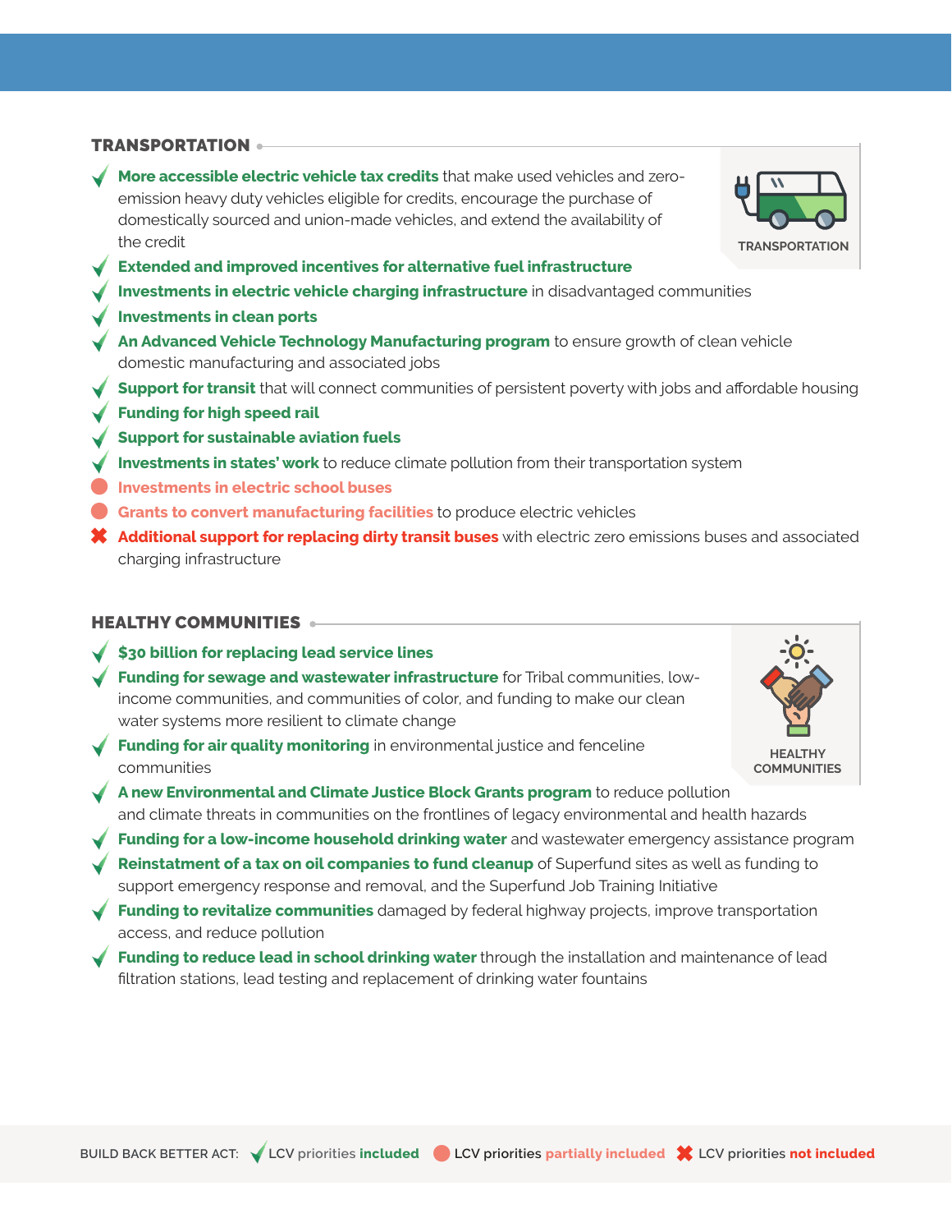## TRANSPORTATION

- ✓ **More accessible electric vehicle tax credits** that make used vehicles and zero-emission heavy duty vehicles eligible for credits, encourage the purchase of domestically sourced and union-made vehicles, and extend the availability of the credit
- ✓ **Extended and improved incentives for alternative fuel infrastructure**
- ✓ **Investments in electric vehicle charging infrastructure** in disadvantaged communities
- ✓ **Investments in clean ports**
- ✓ **An Advanced Vehicle Technology Manufacturing program** to ensure growth of clean vehicle domestic manufacturing and associated jobs
- ✓ **Support for transit** that will connect communities of persistent poverty with jobs and affordable housing
- ✓ **Funding for high speed rail**
- ✓ **Support for sustainable aviation fuels**
- ✓ **Investments in states' work** to reduce climate pollution from their transportation system
- ● **Investments in electric school buses**
- ● **Grants to convert manufacturing facilities** to produce electric vehicles
- ✖ **Additional support for replacing dirty transit buses** with electric zero emissions buses and associated charging infrastructure

## HEALTHY COMMUNITIES

- ✓ **$30 billion for replacing lead service lines**
- ✓ **Funding for sewage and wastewater infrastructure** for Tribal communities, low-income communities, and communities of color, and funding to make our clean water systems more resilient to climate change
- ✓ **Funding for air quality monitoring** in environmental justice and fenceline communities
- ✓ **A new Environmental and Climate Justice Block Grants program** to reduce pollution and climate threats in communities on the frontlines of legacy environmental and health hazards
- ✓ **Funding for a low-income household drinking water** and wastewater emergency assistance program
- ✓ **Reinstatment of a tax on oil companies to fund cleanup** of Superfund sites as well as funding to support emergency response and removal, and the Superfund Job Training Initiative
- ✓ **Funding to revitalize communities** damaged by federal highway projects, improve transportation access, and reduce pollution
- ✓ **Funding to reduce lead in school drinking water** through the installation and maintenance of lead filtration stations, lead testing and replacement of drinking water fountains

BUILD BACK BETTER ACT: ✓ LCV priorities **included** ● LCV priorities **partially included** ✖ LCV priorities **not included**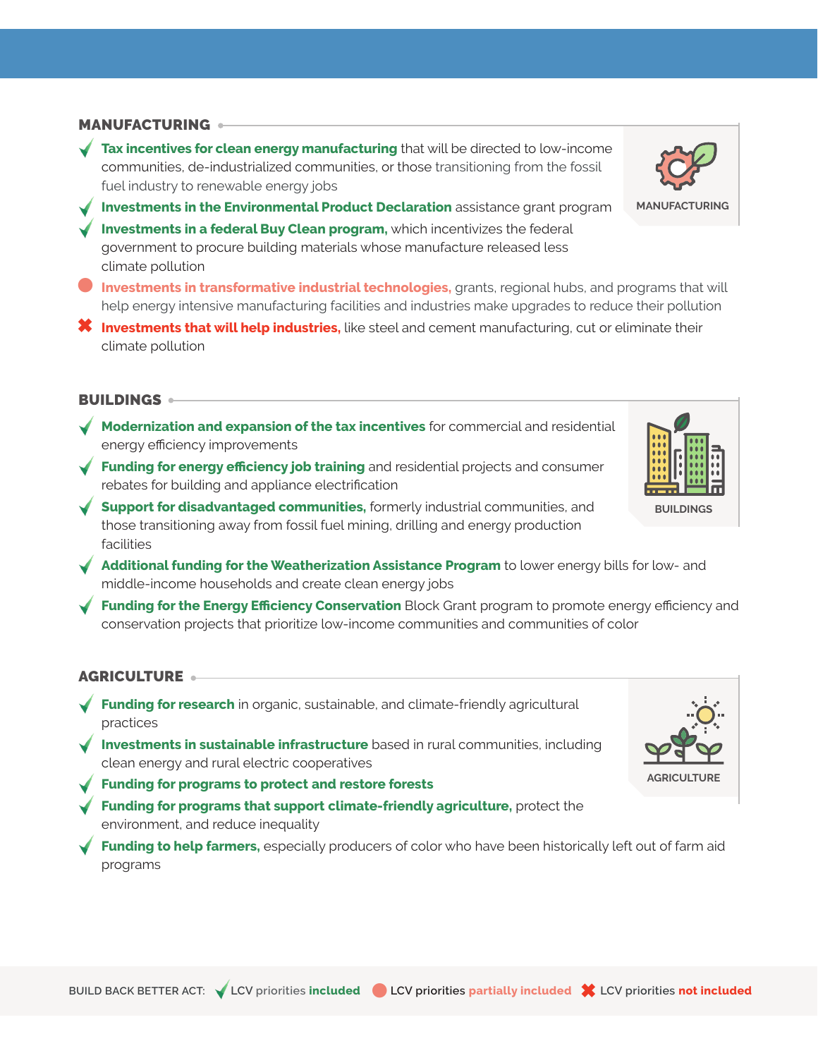## MANUFACTURING

- ✔ **Tax incentives for clean energy manufacturing** that will be directed to low-income communities, de-industrialized communities, or those transitioning from the fossil fuel industry to renewable energy jobs
- ✔ **Investments in the Environmental Product Declaration** assistance grant program
- ✔ **Investments in a federal Buy Clean program,** which incentivizes the federal government to procure building materials whose manufacture released less climate pollution
- ● **Investments in transformative industrial technologies,** grants, regional hubs, and programs that will help energy intensive manufacturing facilities and industries make upgrades to reduce their pollution
- ✖ **Investments that will help industries,** like steel and cement manufacturing, cut or eliminate their climate pollution

MANUFACTURING

## BUILDINGS

- ✔ **Modernization and expansion of the tax incentives** for commercial and residential energy efficiency improvements
- ✔ **Funding for energy efficiency job training** and residential projects and consumer rebates for building and appliance electrification
- ✔ **Support for disadvantaged communities,** formerly industrial communities, and those transitioning away from fossil fuel mining, drilling and energy production facilities
- ✔ **Additional funding for the Weatherization Assistance Program** to lower energy bills for low- and middle-income households and create clean energy jobs
- ✔ **Funding for the Energy Efficiency Conservation** Block Grant program to promote energy efficiency and conservation projects that prioritize low-income communities and communities of color

BUILDINGS

## AGRICULTURE

- ✔ **Funding for research** in organic, sustainable, and climate-friendly agricultural practices
- ✔ **Investments in sustainable infrastructure** based in rural communities, including clean energy and rural electric cooperatives
- ✔ **Funding for programs to protect and restore forests**
- ✔ **Funding for programs that support climate-friendly agriculture,** protect the environment, and reduce inequality
- ✔ **Funding to help farmers,** especially producers of color who have been historically left out of farm aid programs

AGRICULTURE

BUILD BACK BETTER ACT: ✔ LCV priorities **included** ● LCV priorities **partially included** ✖ LCV priorities **not included**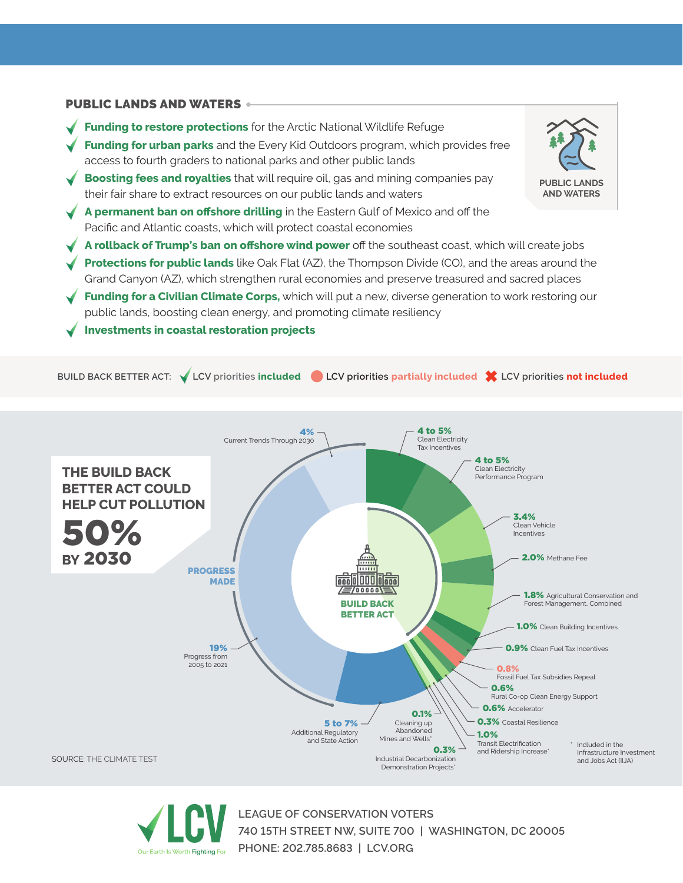## PUBLIC LANDS AND WATERS

- **Funding to restore protections** for the Arctic National Wildlife Refuge
- **Funding for urban parks** and the Every Kid Outdoors program, which provides free access to fourth graders to national parks and other public lands
- **Boosting fees and royalties** that will require oil, gas and mining companies pay their fair share to extract resources on our public lands and waters
- **A permanent ban on offshore drilling** in the Eastern Gulf of Mexico and off the Pacific and Atlantic coasts, which will protect coastal economies
- **A rollback of Trump's ban on offshore wind power** off the southeast coast, which will create jobs
- **Protections for public lands** like Oak Flat (AZ), the Thompson Divide (CO), and the areas around the Grand Canyon (AZ), which strengthen rural economies and preserve treasured and sacred places
- **Funding for a Civilian Climate Corps,** which will put a new, diverse generation to work restoring our public lands, boosting clean energy, and promoting climate resiliency
- **Investments in coastal restoration projects**

PUBLIC LANDS AND WATERS

BUILD BACK BETTER ACT: ✓ LCV priorities **included** ● LCV priorities **partially included** ✖ LCV priorities **not included**

**THE BUILD BACK BETTER ACT COULD HELP CUT POLLUTION**

**50%**

**BY 2030**

BUILD BACK BETTER ACT

PROGRESS MADE

4% Current Trends Through 2030

19% Progress from 2005 to 2021

5 to 7% Additional Regulatory and State Action

4 to 5% Clean Electricity Tax Incentives

4 to 5% Clean Electricity Performance Program

3.4% Clean Vehicle Incentives

2.0% Methane Fee

1.8% Agricultural Conservation and Forest Management, Combined

1.0% Clean Building Incentives

0.9% Clean Fuel Tax Incentives

0.8% Fossil Fuel Tax Subsidies Repeal

0.6% Rural Co-op Clean Energy Support

0.6% Accelerator

0.3% Coastal Resilience

1.0% Transit Electrification and Ridership Increase*

0.3% Industrial Decarbonization Demonstration Projects*

0.1% Cleaning up Abandoned Mines and Wells*

\* Included in the Infrastructure Investment and Jobs Act (IIJA)

SOURCE: THE CLIMATE TEST

LCV — Our Earth Is Worth Fighting For

LEAGUE OF CONSERVATION VOTERS
740 15TH STREET NW, SUITE 700 | WASHINGTON, DC 20005
PHONE: 202.785.8683 | LCV.ORG